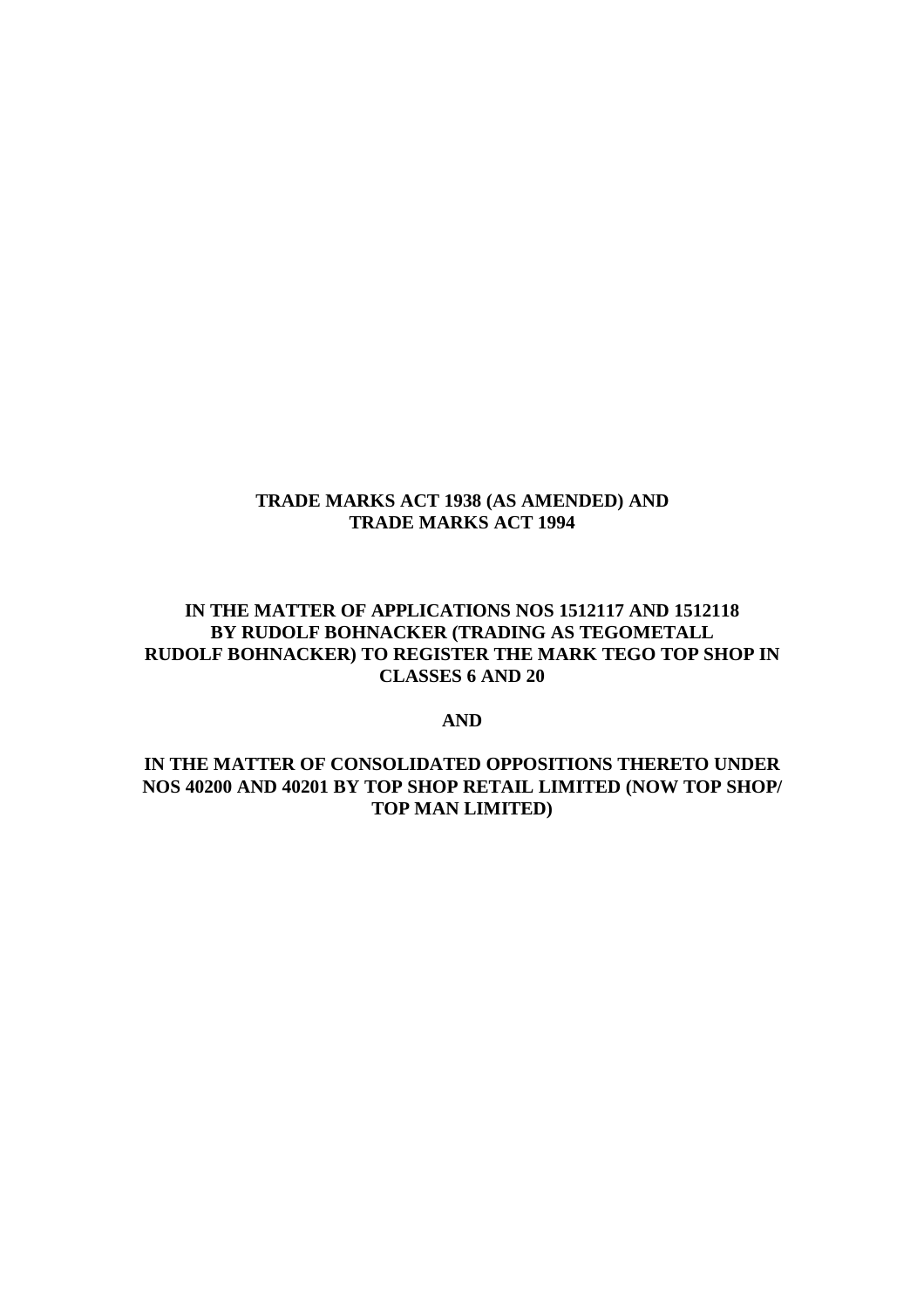**TRADE MARKS ACT 1938 (AS AMENDED) AND TRADE MARKS ACT 1994**

**IN THE MATTER OF APPLICATIONS NOS 1512117 AND 1512118 BY RUDOLF BOHNACKER (TRADING AS TEGOMETALL RUDOLF BOHNACKER) TO REGISTER THE MARK TEGO TOP SHOP IN CLASSES 6 AND 20**

**AND**

**IN THE MATTER OF CONSOLIDATED OPPOSITIONS THERETO UNDER NOS 40200 AND 40201 BY TOP SHOP RETAIL LIMITED (NOW TOP SHOP/ TOP MAN LIMITED)**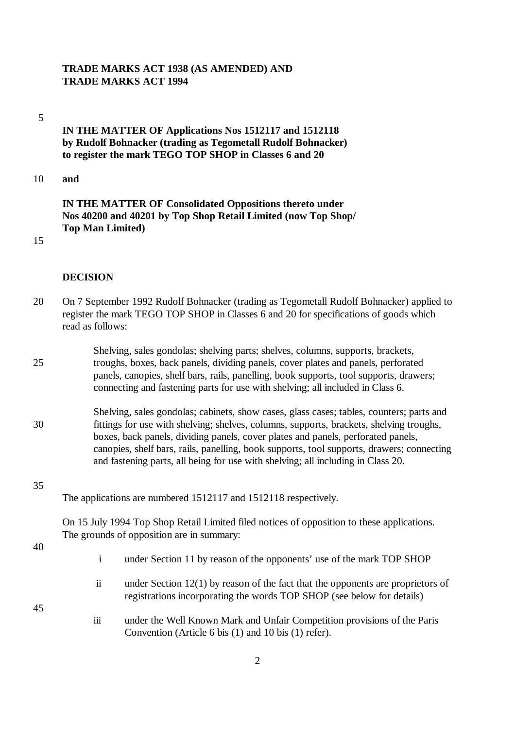**TRADE MARKS ACT 1938 (AS AMENDED) AND**
**TRADE MARKS ACT 1994**

**IN THE MATTER OF Applications Nos 1512117 and 1512118 by Rudolf Bohnacker (trading as Tegometall Rudolf Bohnacker) to register the mark TEGO TOP SHOP in Classes 6 and 20**

**and**

**IN THE MATTER OF Consolidated Oppositions thereto under Nos 40200 and 40201 by Top Shop Retail Limited (now Top Shop/ Top Man Limited)**

## DECISION

On 7 September 1992 Rudolf Bohnacker (trading as Tegometall Rudolf Bohnacker) applied to register the mark TEGO TOP SHOP in Classes 6 and 20 for specifications of goods which read as follows:

> Shelving, sales gondolas; shelving parts; shelves, columns, supports, brackets, troughs, boxes, back panels, dividing panels, cover plates and panels, perforated panels, canopies, shelf bars, rails, panelling, book supports, tool supports, drawers; connecting and fastening parts for use with shelving; all included in Class 6.

> Shelving, sales gondolas; cabinets, show cases, glass cases; tables, counters; parts and fittings for use with shelving; shelves, columns, supports, brackets, shelving troughs, boxes, back panels, dividing panels, cover plates and panels, perforated panels, canopies, shelf bars, rails, panelling, book supports, tool supports, drawers; connecting and fastening parts, all being for use with shelving; all including in Class 20.

The applications are numbered 1512117 and 1512118 respectively.

On 15 July 1994 Top Shop Retail Limited filed notices of opposition to these applications. The grounds of opposition are in summary:

i under Section 11 by reason of the opponents' use of the mark TOP SHOP

ii under Section 12(1) by reason of the fact that the opponents are proprietors of registrations incorporating the words TOP SHOP (see below for details)

iii under the Well Known Mark and Unfair Competition provisions of the Paris Convention (Article 6 bis (1) and 10 bis (1) refer).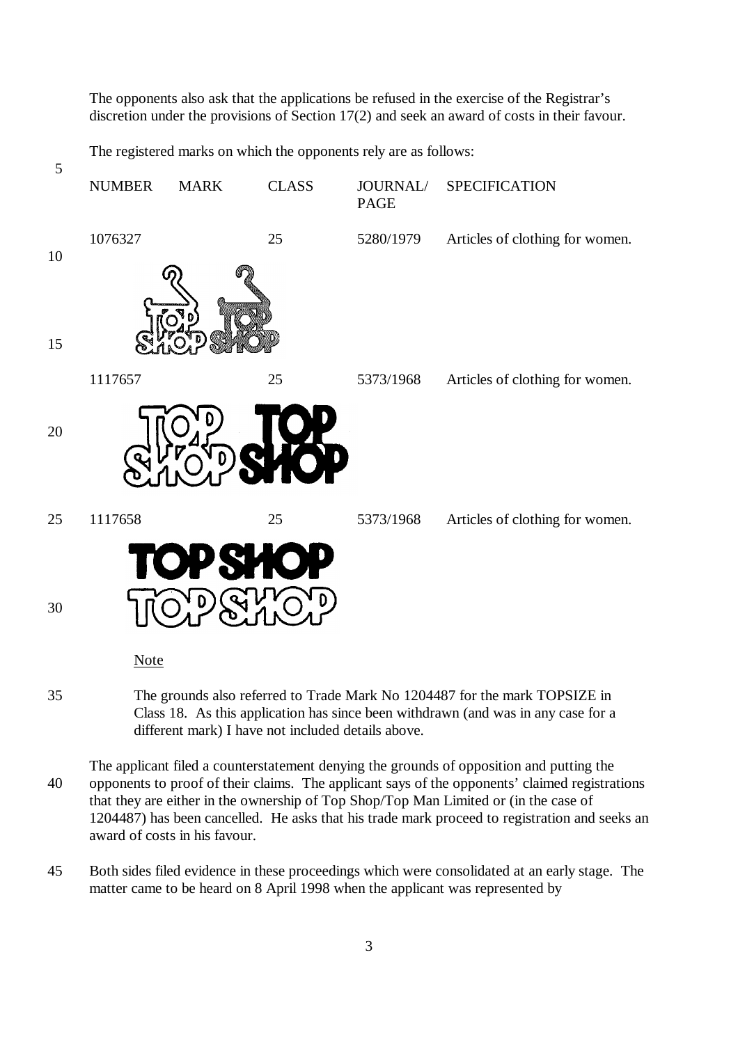The opponents also ask that the applications be refused in the exercise of the Registrar's discretion under the provisions of Section 17(2) and seek an award of costs in their favour.

The registered marks on which the opponents rely are as follows:

| NUMBER | MARK | CLASS | JOURNAL/ PAGE | SPECIFICATION |
|---|---|---|---|---|
| 1076327 | | 25 | 5280/1979 | Articles of clothing for women. |
| 1117657 | | 25 | 5373/1968 | Articles of clothing for women. |
| 1117658 | | 25 | 5373/1968 | Articles of clothing for women. |

Note

> The grounds also referred to Trade Mark No 1204487 for the mark TOPSIZE in Class 18. As this application has since been withdrawn (and was in any case for a different mark) I have not included details above.

The applicant filed a counterstatement denying the grounds of opposition and putting the opponents to proof of their claims. The applicant says of the opponents' claimed registrations that they are either in the ownership of Top Shop/Top Man Limited or (in the case of 1204487) has been cancelled. He asks that his trade mark proceed to registration and seeks an award of costs in his favour.

Both sides filed evidence in these proceedings which were consolidated at an early stage. The matter came to be heard on 8 April 1998 when the applicant was represented by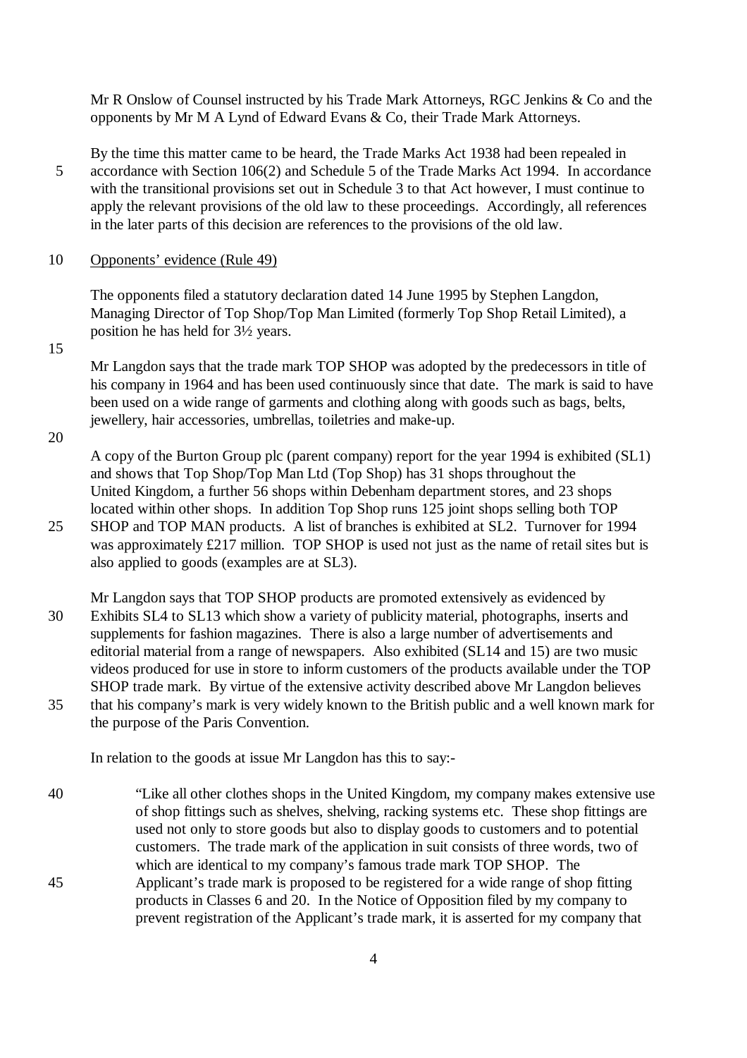Mr R Onslow of Counsel instructed by his Trade Mark Attorneys, RGC Jenkins & Co and the opponents by Mr M A Lynd of Edward Evans & Co, their Trade Mark Attorneys.

By the time this matter came to be heard, the Trade Marks Act 1938 had been repealed in accordance with Section 106(2) and Schedule 5 of the Trade Marks Act 1994. In accordance with the transitional provisions set out in Schedule 3 to that Act however, I must continue to apply the relevant provisions of the old law to these proceedings. Accordingly, all references in the later parts of this decision are references to the provisions of the old law.

Opponents' evidence (Rule 49)

The opponents filed a statutory declaration dated 14 June 1995 by Stephen Langdon, Managing Director of Top Shop/Top Man Limited (formerly Top Shop Retail Limited), a position he has held for 3½ years.

Mr Langdon says that the trade mark TOP SHOP was adopted by the predecessors in title of his company in 1964 and has been used continuously since that date. The mark is said to have been used on a wide range of garments and clothing along with goods such as bags, belts, jewellery, hair accessories, umbrellas, toiletries and make-up.

A copy of the Burton Group plc (parent company) report for the year 1994 is exhibited (SL1) and shows that Top Shop/Top Man Ltd (Top Shop) has 31 shops throughout the United Kingdom, a further 56 shops within Debenham department stores, and 23 shops located within other shops. In addition Top Shop runs 125 joint shops selling both TOP SHOP and TOP MAN products. A list of branches is exhibited at SL2. Turnover for 1994 was approximately £217 million. TOP SHOP is used not just as the name of retail sites but is also applied to goods (examples are at SL3).

Mr Langdon says that TOP SHOP products are promoted extensively as evidenced by Exhibits SL4 to SL13 which show a variety of publicity material, photographs, inserts and supplements for fashion magazines. There is also a large number of advertisements and editorial material from a range of newspapers. Also exhibited (SL14 and 15) are two music videos produced for use in store to inform customers of the products available under the TOP SHOP trade mark. By virtue of the extensive activity described above Mr Langdon believes that his company's mark is very widely known to the British public and a well known mark for the purpose of the Paris Convention.

In relation to the goods at issue Mr Langdon has this to say:-

> "Like all other clothes shops in the United Kingdom, my company makes extensive use of shop fittings such as shelves, shelving, racking systems etc. These shop fittings are used not only to store goods but also to display goods to customers and to potential customers. The trade mark of the application in suit consists of three words, two of which are identical to my company's famous trade mark TOP SHOP. The Applicant's trade mark is proposed to be registered for a wide range of shop fitting products in Classes 6 and 20. In the Notice of Opposition filed by my company to prevent registration of the Applicant's trade mark, it is asserted for my company that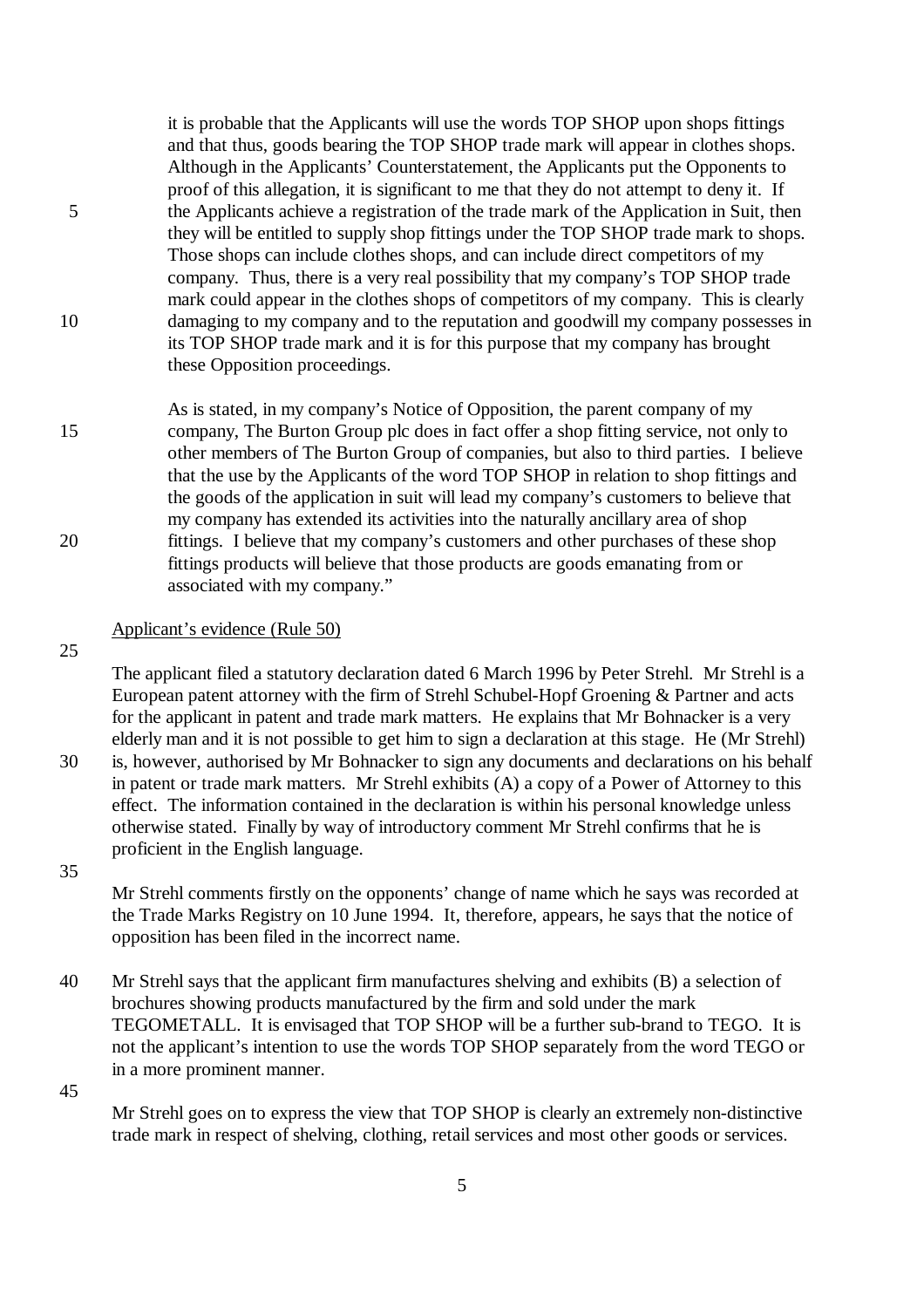> it is probable that the Applicants will use the words TOP SHOP upon shops fittings and that thus, goods bearing the TOP SHOP trade mark will appear in clothes shops. Although in the Applicants' Counterstatement, the Applicants put the Opponents to proof of this allegation, it is significant to me that they do not attempt to deny it. If the Applicants achieve a registration of the trade mark of the Application in Suit, then they will be entitled to supply shop fittings under the TOP SHOP trade mark to shops. Those shops can include clothes shops, and can include direct competitors of my company. Thus, there is a very real possibility that my company's TOP SHOP trade mark could appear in the clothes shops of competitors of my company. This is clearly damaging to my company and to the reputation and goodwill my company possesses in its TOP SHOP trade mark and it is for this purpose that my company has brought these Opposition proceedings.
>
> As is stated, in my company's Notice of Opposition, the parent company of my company, The Burton Group plc does in fact offer a shop fitting service, not only to other members of The Burton Group of companies, but also to third parties. I believe that the use by the Applicants of the word TOP SHOP in relation to shop fittings and the goods of the application in suit will lead my company's customers to believe that my company has extended its activities into the naturally ancillary area of shop fittings. I believe that my company's customers and other purchases of these shop fittings products will believe that those products are goods emanating from or associated with my company."

Applicant's evidence (Rule 50)

The applicant filed a statutory declaration dated 6 March 1996 by Peter Strehl. Mr Strehl is a European patent attorney with the firm of Strehl Schubel-Hopf Groening & Partner and acts for the applicant in patent and trade mark matters. He explains that Mr Bohnacker is a very elderly man and it is not possible to get him to sign a declaration at this stage. He (Mr Strehl) is, however, authorised by Mr Bohnacker to sign any documents and declarations on his behalf in patent or trade mark matters. Mr Strehl exhibits (A) a copy of a Power of Attorney to this effect. The information contained in the declaration is within his personal knowledge unless otherwise stated. Finally by way of introductory comment Mr Strehl confirms that he is proficient in the English language.

Mr Strehl comments firstly on the opponents' change of name which he says was recorded at the Trade Marks Registry on 10 June 1994. It, therefore, appears, he says that the notice of opposition has been filed in the incorrect name.

Mr Strehl says that the applicant firm manufactures shelving and exhibits (B) a selection of brochures showing products manufactured by the firm and sold under the mark TEGOMETALL. It is envisaged that TOP SHOP will be a further sub-brand to TEGO. It is not the applicant's intention to use the words TOP SHOP separately from the word TEGO or in a more prominent manner.

Mr Strehl goes on to express the view that TOP SHOP is clearly an extremely non-distinctive trade mark in respect of shelving, clothing, retail services and most other goods or services.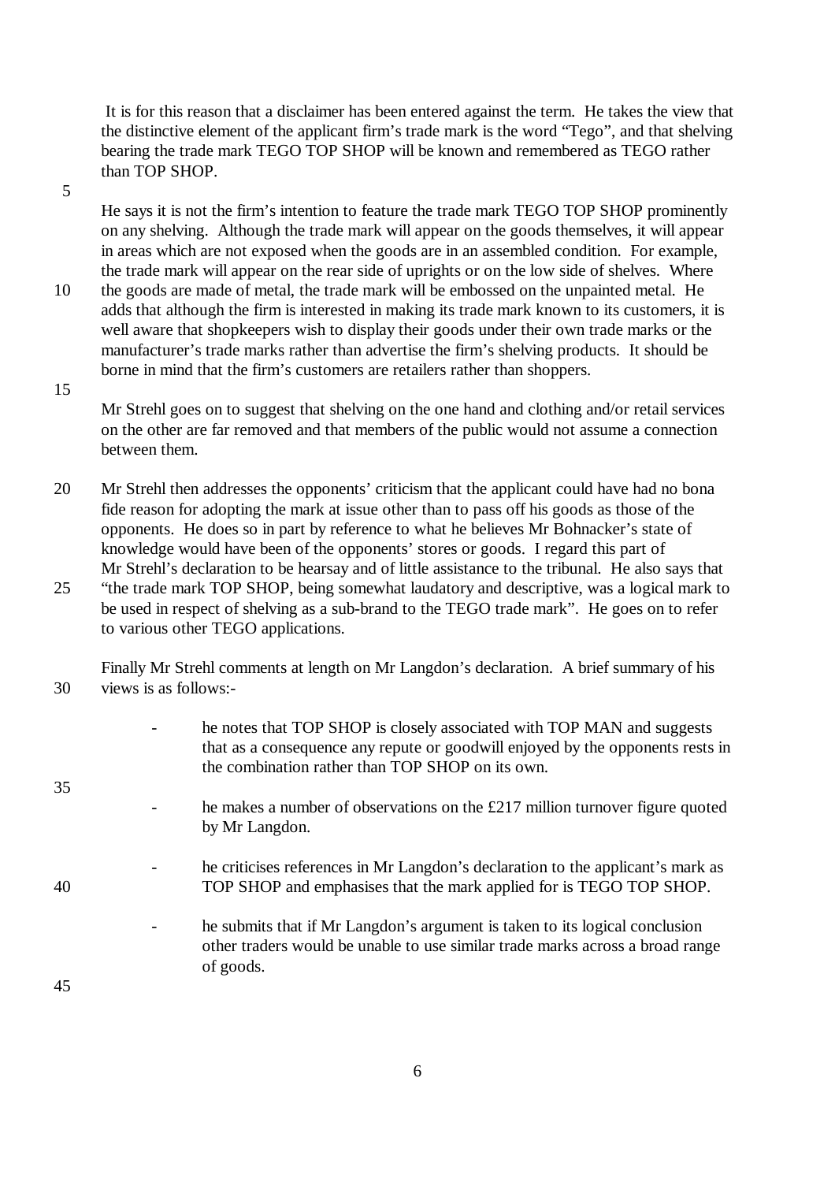It is for this reason that a disclaimer has been entered against the term. He takes the view that the distinctive element of the applicant firm's trade mark is the word "Tego", and that shelving bearing the trade mark TEGO TOP SHOP will be known and remembered as TEGO rather than TOP SHOP.

He says it is not the firm's intention to feature the trade mark TEGO TOP SHOP prominently on any shelving. Although the trade mark will appear on the goods themselves, it will appear in areas which are not exposed when the goods are in an assembled condition. For example, the trade mark will appear on the rear side of uprights or on the low side of shelves. Where the goods are made of metal, the trade mark will be embossed on the unpainted metal. He adds that although the firm is interested in making its trade mark known to its customers, it is well aware that shopkeepers wish to display their goods under their own trade marks or the manufacturer's trade marks rather than advertise the firm's shelving products. It should be borne in mind that the firm's customers are retailers rather than shoppers.

Mr Strehl goes on to suggest that shelving on the one hand and clothing and/or retail services on the other are far removed and that members of the public would not assume a connection between them.

Mr Strehl then addresses the opponents' criticism that the applicant could have had no bona fide reason for adopting the mark at issue other than to pass off his goods as those of the opponents. He does so in part by reference to what he believes Mr Bohnacker's state of knowledge would have been of the opponents' stores or goods. I regard this part of Mr Strehl's declaration to be hearsay and of little assistance to the tribunal. He also says that "the trade mark TOP SHOP, being somewhat laudatory and descriptive, was a logical mark to be used in respect of shelving as a sub-brand to the TEGO trade mark". He goes on to refer to various other TEGO applications.

Finally Mr Strehl comments at length on Mr Langdon's declaration. A brief summary of his views is as follows:-

- he notes that TOP SHOP is closely associated with TOP MAN and suggests that as a consequence any repute or goodwill enjoyed by the opponents rests in the combination rather than TOP SHOP on its own.

- he makes a number of observations on the £217 million turnover figure quoted by Mr Langdon.

- he criticises references in Mr Langdon's declaration to the applicant's mark as TOP SHOP and emphasises that the mark applied for is TEGO TOP SHOP.

- he submits that if Mr Langdon's argument is taken to its logical conclusion other traders would be unable to use similar trade marks across a broad range of goods.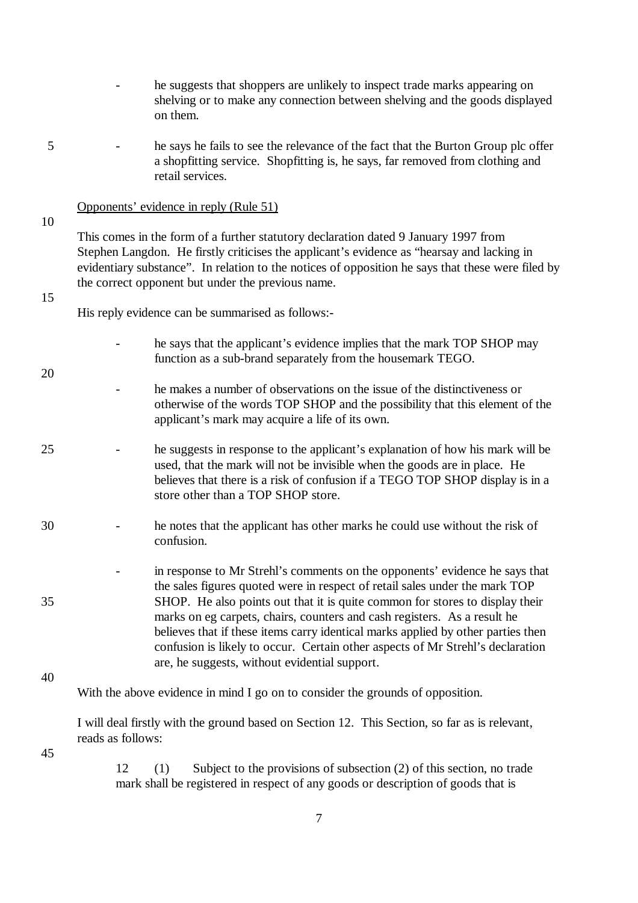- he suggests that shoppers are unlikely to inspect trade marks appearing on shelving or to make any connection between shelving and the goods displayed on them.

- he says he fails to see the relevance of the fact that the Burton Group plc offer a shopfitting service. Shopfitting is, he says, far removed from clothing and retail services.

Opponents' evidence in reply (Rule 51)

This comes in the form of a further statutory declaration dated 9 January 1997 from Stephen Langdon. He firstly criticises the applicant's evidence as "hearsay and lacking in evidentiary substance". In relation to the notices of opposition he says that these were filed by the correct opponent but under the previous name.

His reply evidence can be summarised as follows:-

- he says that the applicant's evidence implies that the mark TOP SHOP may function as a sub-brand separately from the housemark TEGO.

- he makes a number of observations on the issue of the distinctiveness or otherwise of the words TOP SHOP and the possibility that this element of the applicant's mark may acquire a life of its own.

- he suggests in response to the applicant's explanation of how his mark will be used, that the mark will not be invisible when the goods are in place. He believes that there is a risk of confusion if a TEGO TOP SHOP display is in a store other than a TOP SHOP store.

- he notes that the applicant has other marks he could use without the risk of confusion.

- in response to Mr Strehl's comments on the opponents' evidence he says that the sales figures quoted were in respect of retail sales under the mark TOP SHOP. He also points out that it is quite common for stores to display their marks on eg carpets, chairs, counters and cash registers. As a result he believes that if these items carry identical marks applied by other parties then confusion is likely to occur. Certain other aspects of Mr Strehl's declaration are, he suggests, without evidential support.

With the above evidence in mind I go on to consider the grounds of opposition.

I will deal firstly with the ground based on Section 12. This Section, so far as is relevant, reads as follows:

> 12 (1) Subject to the provisions of subsection (2) of this section, no trade mark shall be registered in respect of any goods or description of goods that is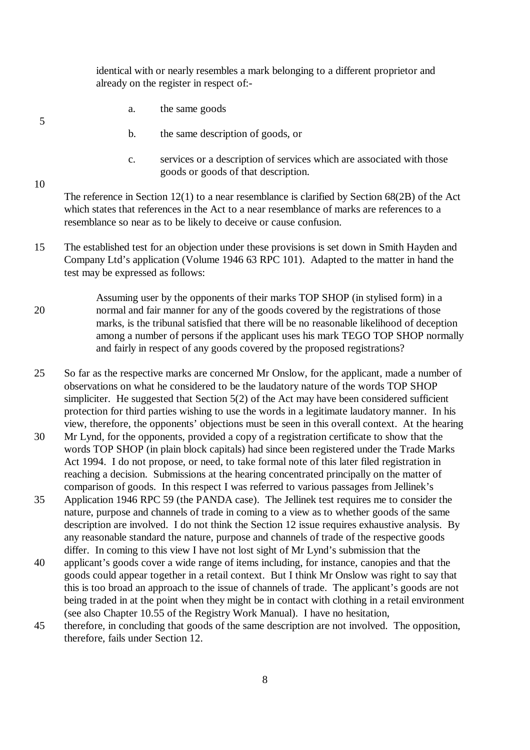identical with or nearly resembles a mark belonging to a different proprietor and already on the register in respect of:-

> a. the same goods
>
> b. the same description of goods, or
>
> c. services or a description of services which are associated with those goods or goods of that description.

The reference in Section 12(1) to a near resemblance is clarified by Section 68(2B) of the Act which states that references in the Act to a near resemblance of marks are references to a resemblance so near as to be likely to deceive or cause confusion.

The established test for an objection under these provisions is set down in Smith Hayden and Company Ltd's application (Volume 1946 63 RPC 101). Adapted to the matter in hand the test may be expressed as follows:

> Assuming user by the opponents of their marks TOP SHOP (in stylised form) in a normal and fair manner for any of the goods covered by the registrations of those marks, is the tribunal satisfied that there will be no reasonable likelihood of deception among a number of persons if the applicant uses his mark TEGO TOP SHOP normally and fairly in respect of any goods covered by the proposed registrations?

So far as the respective marks are concerned Mr Onslow, for the applicant, made a number of observations on what he considered to be the laudatory nature of the words TOP SHOP simpliciter. He suggested that Section 5(2) of the Act may have been considered sufficient protection for third parties wishing to use the words in a legitimate laudatory manner. In his view, therefore, the opponents' objections must be seen in this overall context. At the hearing Mr Lynd, for the opponents, provided a copy of a registration certificate to show that the words TOP SHOP (in plain block capitals) had since been registered under the Trade Marks Act 1994. I do not propose, or need, to take formal note of this later filed registration in reaching a decision. Submissions at the hearing concentrated principally on the matter of comparison of goods. In this respect I was referred to various passages from Jellinek's Application 1946 RPC 59 (the PANDA case). The Jellinek test requires me to consider the nature, purpose and channels of trade in coming to a view as to whether goods of the same description are involved. I do not think the Section 12 issue requires exhaustive analysis. By any reasonable standard the nature, purpose and channels of trade of the respective goods differ. In coming to this view I have not lost sight of Mr Lynd's submission that the applicant's goods cover a wide range of items including, for instance, canopies and that the goods could appear together in a retail context. But I think Mr Onslow was right to say that this is too broad an approach to the issue of channels of trade. The applicant's goods are not being traded in at the point when they might be in contact with clothing in a retail environment (see also Chapter 10.55 of the Registry Work Manual). I have no hesitation, therefore, in concluding that goods of the same description are not involved. The opposition, therefore, fails under Section 12.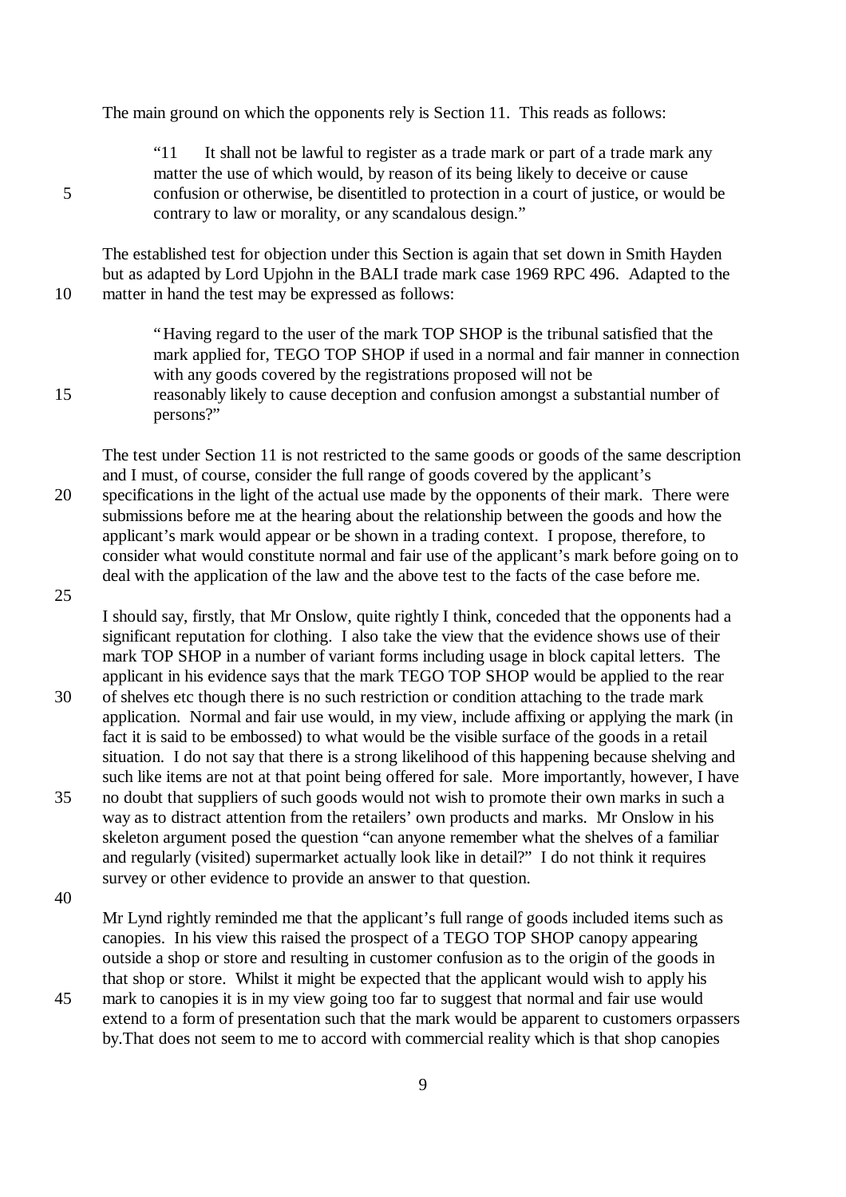The main ground on which the opponents rely is Section 11. This reads as follows:

> "11 It shall not be lawful to register as a trade mark or part of a trade mark any matter the use of which would, by reason of its being likely to deceive or cause confusion or otherwise, be disentitled to protection in a court of justice, or would be contrary to law or morality, or any scandalous design."

The established test for objection under this Section is again that set down in Smith Hayden but as adapted by Lord Upjohn in the BALI trade mark case 1969 RPC 496. Adapted to the matter in hand the test may be expressed as follows:

> "Having regard to the user of the mark TOP SHOP is the tribunal satisfied that the mark applied for, TEGO TOP SHOP if used in a normal and fair manner in connection with any goods covered by the registrations proposed will not be reasonably likely to cause deception and confusion amongst a substantial number of persons?"

The test under Section 11 is not restricted to the same goods or goods of the same description and I must, of course, consider the full range of goods covered by the applicant's specifications in the light of the actual use made by the opponents of their mark. There were submissions before me at the hearing about the relationship between the goods and how the applicant's mark would appear or be shown in a trading context. I propose, therefore, to consider what would constitute normal and fair use of the applicant's mark before going on to deal with the application of the law and the above test to the facts of the case before me.

I should say, firstly, that Mr Onslow, quite rightly I think, conceded that the opponents had a significant reputation for clothing. I also take the view that the evidence shows use of their mark TOP SHOP in a number of variant forms including usage in block capital letters. The applicant in his evidence says that the mark TEGO TOP SHOP would be applied to the rear of shelves etc though there is no such restriction or condition attaching to the trade mark application. Normal and fair use would, in my view, include affixing or applying the mark (in fact it is said to be embossed) to what would be the visible surface of the goods in a retail situation. I do not say that there is a strong likelihood of this happening because shelving and such like items are not at that point being offered for sale. More importantly, however, I have no doubt that suppliers of such goods would not wish to promote their own marks in such a way as to distract attention from the retailers' own products and marks. Mr Onslow in his skeleton argument posed the question "can anyone remember what the shelves of a familiar and regularly (visited) supermarket actually look like in detail?" I do not think it requires survey or other evidence to provide an answer to that question.

Mr Lynd rightly reminded me that the applicant's full range of goods included items such as canopies. In his view this raised the prospect of a TEGO TOP SHOP canopy appearing outside a shop or store and resulting in customer confusion as to the origin of the goods in that shop or store. Whilst it might be expected that the applicant would wish to apply his mark to canopies it is in my view going too far to suggest that normal and fair use would extend to a form of presentation such that the mark would be apparent to customers orpassers by.That does not seem to me to accord with commercial reality which is that shop canopies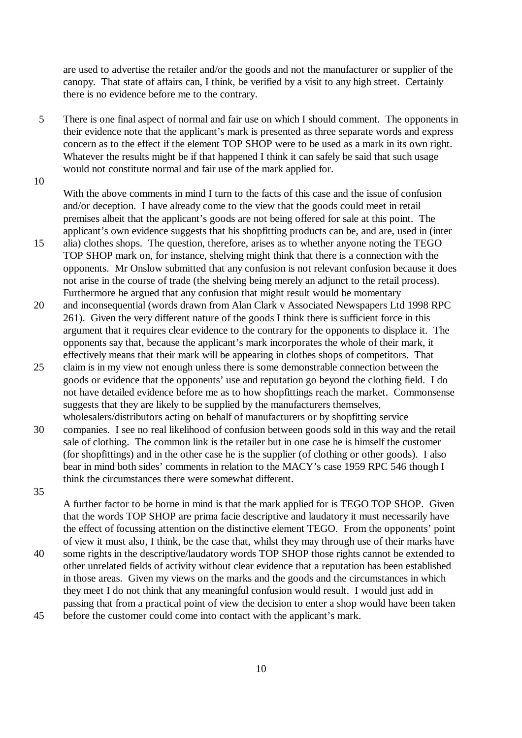are used to advertise the retailer and/or the goods and not the manufacturer or supplier of the canopy. That state of affairs can, I think, be verified by a visit to any high street. Certainly there is no evidence before me to the contrary.

There is one final aspect of normal and fair use on which I should comment. The opponents in their evidence note that the applicant's mark is presented as three separate words and express concern as to the effect if the element TOP SHOP were to be used as a mark in its own right. Whatever the results might be if that happened I think it can safely be said that such usage would not constitute normal and fair use of the mark applied for.

With the above comments in mind I turn to the facts of this case and the issue of confusion and/or deception. I have already come to the view that the goods could meet in retail premises albeit that the applicant's goods are not being offered for sale at this point. The applicant's own evidence suggests that his shopfitting products can be, and are, used in (inter alia) clothes shops. The question, therefore, arises as to whether anyone noting the TEGO TOP SHOP mark on, for instance, shelving might think that there is a connection with the opponents. Mr Onslow submitted that any confusion is not relevant confusion because it does not arise in the course of trade (the shelving being merely an adjunct to the retail process). Furthermore he argued that any confusion that might result would be momentary and inconsequential (words drawn from Alan Clark v Associated Newspapers Ltd 1998 RPC 261). Given the very different nature of the goods I think there is sufficient force in this argument that it requires clear evidence to the contrary for the opponents to displace it. The opponents say that, because the applicant's mark incorporates the whole of their mark, it effectively means that their mark will be appearing in clothes shops of competitors. That claim is in my view not enough unless there is some demonstrable connection between the goods or evidence that the opponents' use and reputation go beyond the clothing field. I do not have detailed evidence before me as to how shopfittings reach the market. Commonsense suggests that they are likely to be supplied by the manufacturers themselves, wholesalers/distributors acting on behalf of manufacturers or by shopfitting service companies. I see no real likelihood of confusion between goods sold in this way and the retail sale of clothing. The common link is the retailer but in one case he is himself the customer (for shopfittings) and in the other case he is the supplier (of clothing or other goods). I also bear in mind both sides' comments in relation to the MACY's case 1959 RPC 546 though I think the circumstances there were somewhat different.

A further factor to be borne in mind is that the mark applied for is TEGO TOP SHOP. Given that the words TOP SHOP are prima facie descriptive and laudatory it must necessarily have the effect of focussing attention on the distinctive element TEGO. From the opponents' point of view it must also, I think, be the case that, whilst they may through use of their marks have some rights in the descriptive/laudatory words TOP SHOP those rights cannot be extended to other unrelated fields of activity without clear evidence that a reputation has been established in those areas. Given my views on the marks and the goods and the circumstances in which they meet I do not think that any meaningful confusion would result. I would just add in passing that from a practical point of view the decision to enter a shop would have been taken before the customer could come into contact with the applicant's mark.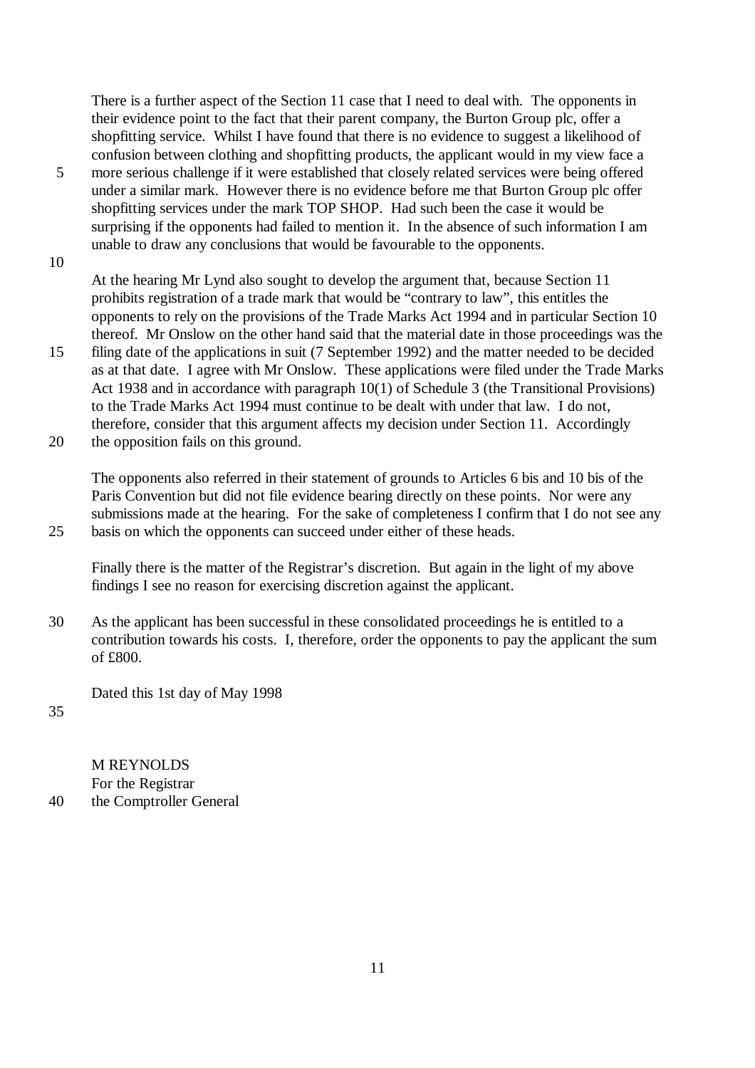There is a further aspect of the Section 11 case that I need to deal with. The opponents in their evidence point to the fact that their parent company, the Burton Group plc, offer a shopfitting service. Whilst I have found that there is no evidence to suggest a likelihood of confusion between clothing and shopfitting products, the applicant would in my view face a more serious challenge if it were established that closely related services were being offered under a similar mark. However there is no evidence before me that Burton Group plc offer shopfitting services under the mark TOP SHOP. Had such been the case it would be surprising if the opponents had failed to mention it. In the absence of such information I am unable to draw any conclusions that would be favourable to the opponents.

At the hearing Mr Lynd also sought to develop the argument that, because Section 11 prohibits registration of a trade mark that would be "contrary to law", this entitles the opponents to rely on the provisions of the Trade Marks Act 1994 and in particular Section 10 thereof. Mr Onslow on the other hand said that the material date in those proceedings was the filing date of the applications in suit (7 September 1992) and the matter needed to be decided as at that date. I agree with Mr Onslow. These applications were filed under the Trade Marks Act 1938 and in accordance with paragraph 10(1) of Schedule 3 (the Transitional Provisions) to the Trade Marks Act 1994 must continue to be dealt with under that law. I do not, therefore, consider that this argument affects my decision under Section 11. Accordingly the opposition fails on this ground.

The opponents also referred in their statement of grounds to Articles 6 bis and 10 bis of the Paris Convention but did not file evidence bearing directly on these points. Nor were any submissions made at the hearing. For the sake of completeness I confirm that I do not see any basis on which the opponents can succeed under either of these heads.

Finally there is the matter of the Registrar's discretion. But again in the light of my above findings I see no reason for exercising discretion against the applicant.

As the applicant has been successful in these consolidated proceedings he is entitled to a contribution towards his costs. I, therefore, order the opponents to pay the applicant the sum of £800.

Dated this 1st day of May 1998

M REYNOLDS
For the Registrar
the Comptroller General